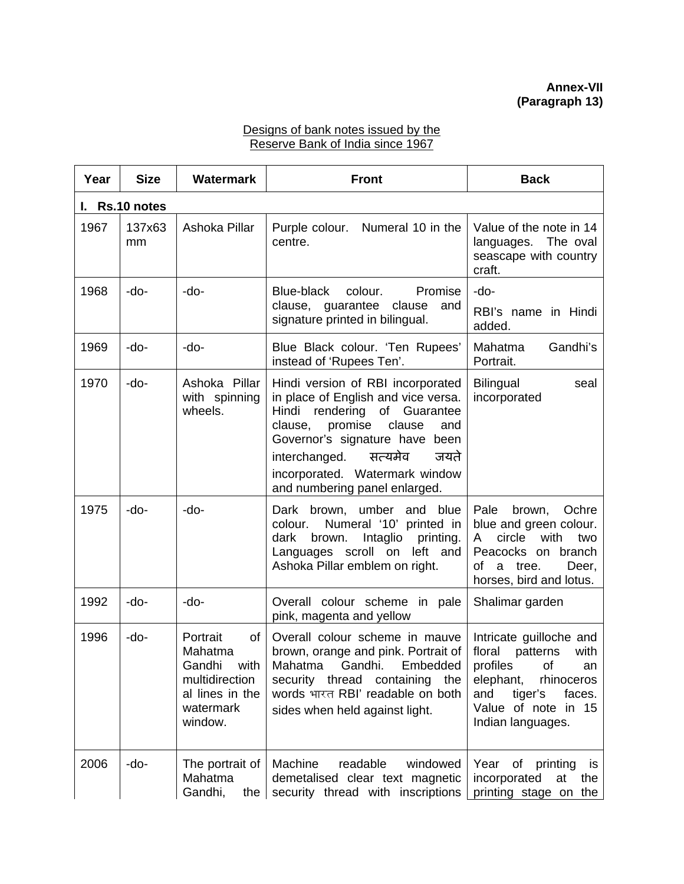**Annex-VII**
**(Paragraph 13)**

Designs of bank notes issued by the Reserve Bank of India since 1967

| Year | Size | Watermark | Front | Back |
|---|---|---|---|---|
| **I. Rs.10 notes** | | | | |
| 1967 | 137x63 mm | Ashoka Pillar | Purple colour. Numeral 10 in the centre. | Value of the note in 14 languages. The oval seascape with country craft. |
| 1968 | -do- | -do- | Blue-black colour. Promise clause, guarantee clause and signature printed in bilingual. | -do- RBI's name in Hindi added. |
| 1969 | -do- | -do- | Blue Black colour. 'Ten Rupees' instead of 'Rupees Ten'. | Mahatma Gandhi's Portrait. |
| 1970 | -do- | Ashoka Pillar with spinning wheels. | Hindi version of RBI incorporated in place of English and vice versa. Hindi rendering of Guarantee clause, promise clause and Governor's signature have been interchanged. सत्यमेव जयते incorporated. Watermark window and numbering panel enlarged. | Bilingual seal incorporated |
| 1975 | -do- | -do- | Dark brown, umber and blue colour. Numeral '10' printed in dark brown. Intaglio printing. Languages scroll on left and Ashoka Pillar emblem on right. | Pale brown, Ochre blue and green colour. A circle with two Peacocks on branch of a tree. Deer, horses, bird and lotus. |
| 1992 | -do- | -do- | Overall colour scheme in pale pink, magenta and yellow | Shalimar garden |
| 1996 | -do- | Portrait of Mahatma Gandhi with multidirectional lines in the watermark window. | Overall colour scheme in mauve brown, orange and pink. Portrait of Mahatma Gandhi. Embedded security thread containing the words भारत RBI' readable on both sides when held against light. | Intricate guilloche and floral patterns with profiles of an elephant, rhinoceros and tiger's faces. Value of note in 15 Indian languages. |
| 2006 | -do- | The portrait of Mahatma Gandhi, the | Machine readable windowed demetalised clear text magnetic security thread with inscriptions | Year of printing is incorporated at the printing stage on the |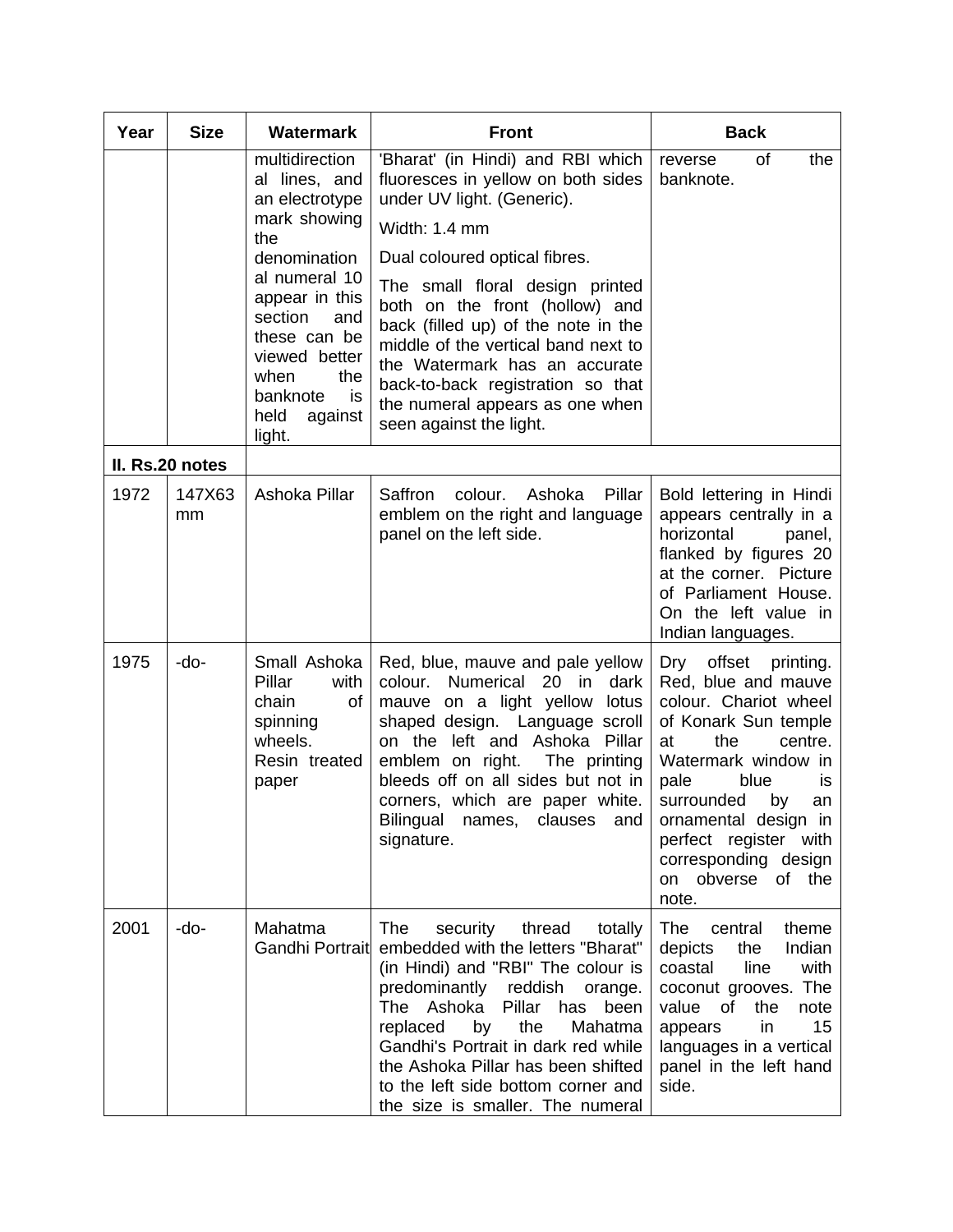| Year | Size | Watermark | Front | Back |
|---|---|---|---|---|
| | | multidirectional lines, and an electrotype mark showing the denominational numeral 10 appear in this section and these can be viewed better when the banknote is held against light. | 'Bharat' (in Hindi) and RBI which fluoresces in yellow on both sides under UV light. (Generic).<br><br>Width: 1.4 mm<br><br>Dual coloured optical fibres.<br><br>The small floral design printed both on the front (hollow) and back (filled up) of the note in the middle of the vertical band next to the Watermark has an accurate back-to-back registration so that the numeral appears as one when seen against the light. | reverse of the banknote. |
| **II. Rs.20 notes** | | | | |
| 1972 | 147X63 mm | Ashoka Pillar | Saffron colour. Ashoka Pillar emblem on the right and language panel on the left side. | Bold lettering in Hindi appears centrally in a horizontal panel, flanked by figures 20 at the corner. Picture of Parliament House. On the left value in Indian languages. |
| 1975 | -do- | Small Ashoka Pillar with chain of spinning wheels. Resin treated paper | Red, blue, mauve and pale yellow colour. Numerical 20 in dark mauve on a light yellow lotus shaped design. Language scroll on the left and Ashoka Pillar emblem on right. The printing bleeds off on all sides but not in corners, which are paper white. Bilingual names, clauses and signature. | Dry offset printing. Red, blue and mauve colour. Chariot wheel of Konark Sun temple at the centre. Watermark window in pale blue is surrounded by an ornamental design in perfect register with corresponding design on obverse of the note. |
| 2001 | -do- | Mahatma Gandhi Portrait | The security thread totally embedded with the letters "Bharat" (in Hindi) and "RBI" The colour is predominantly reddish orange. The Ashoka Pillar has been replaced by the Mahatma Gandhi's Portrait in dark red while the Ashoka Pillar has been shifted to the left side bottom corner and the size is smaller. The numeral | The central theme depicts the Indian coastal line with coconut grooves. The value of the note appears in 15 languages in a vertical panel in the left hand side. |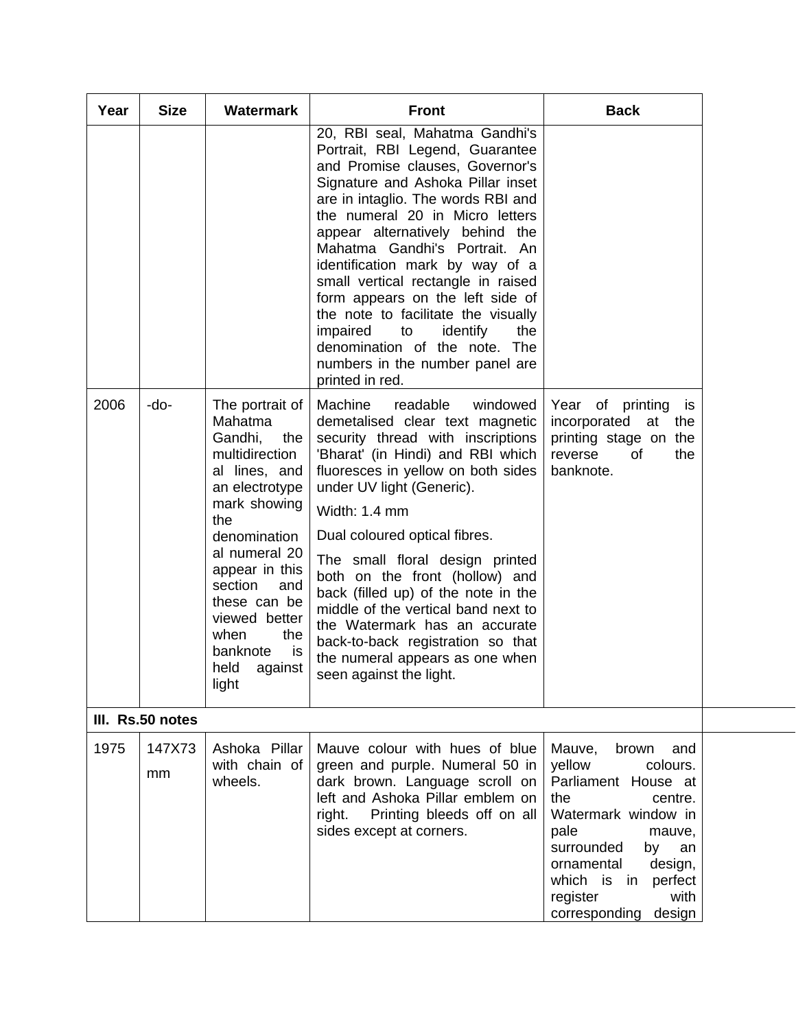| Year | Size | Watermark | Front | Back |
|---|---|---|---|---|
| | | | 20, RBI seal, Mahatma Gandhi's Portrait, RBI Legend, Guarantee and Promise clauses, Governor's Signature and Ashoka Pillar inset are in intaglio. The words RBI and the numeral 20 in Micro letters appear alternatively behind the Mahatma Gandhi's Portrait. An identification mark by way of a small vertical rectangle in raised form appears on the left side of the note to facilitate the visually impaired to identify the denomination of the note. The numbers in the number panel are printed in red. | |
| 2006 | -do- | The portrait of Mahatma Gandhi, the multidirectional lines, and an electrotype mark showing the denominational numeral 20 appear in this section and these can be viewed better when the banknote is held against light | Machine readable windowed demetalised clear text magnetic security thread with inscriptions 'Bharat' (in Hindi) and RBI which fluoresces in yellow on both sides under UV light (Generic).<br><br>Width: 1.4 mm<br><br>Dual coloured optical fibres.<br><br>The small floral design printed both on the front (hollow) and back (filled up) of the note in the middle of the vertical band next to the Watermark has an accurate back-to-back registration so that the numeral appears as one when seen against the light. | Year of printing is incorporated at the printing stage on the reverse of the banknote. |
| **III. Rs.50 notes** | | | | |
| 1975 | 147X73 mm | Ashoka Pillar with chain of wheels. | Mauve colour with hues of blue green and purple. Numeral 50 in dark brown. Language scroll on left and Ashoka Pillar emblem on right. Printing bleeds off on all sides except at corners. | Mauve, brown and yellow colours. Parliament House at the centre. Watermark window in pale mauve, surrounded by an ornamental design, which is in perfect register with corresponding design |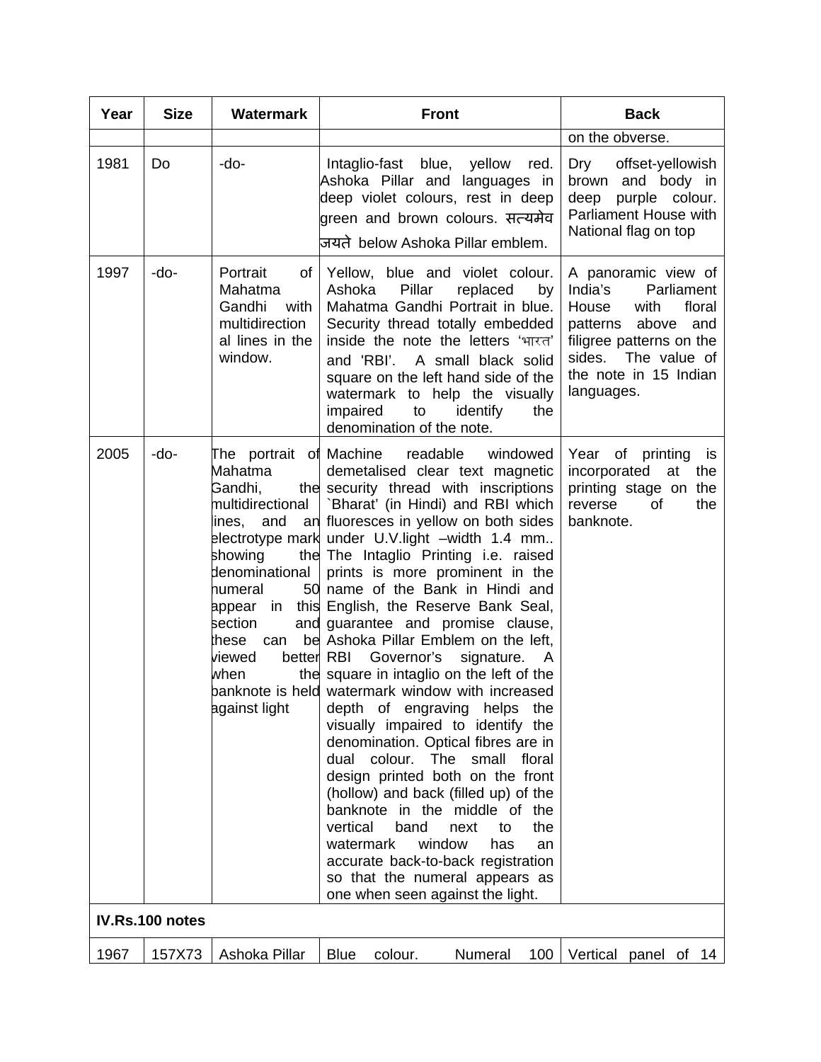| Year | Size | Watermark | Front | Back |
|---|---|---|---|---|
| | | | | on the obverse. |
| 1981 | Do | -do- | Intaglio-fast blue, yellow red. Ashoka Pillar and languages in deep violet colours, rest in deep green and brown colours. सत्यमेव जयते below Ashoka Pillar emblem. | Dry offset-yellowish brown and body in deep purple colour. Parliament House with National flag on top |
| 1997 | -do- | Portrait of Mahatma Gandhi with multidirectional lines in the window. | Yellow, blue and violet colour. Ashoka Pillar replaced by Mahatma Gandhi Portrait in blue. Security thread totally embedded inside the note the letters 'भारत' and 'RBI'. A small black solid square on the left hand side of the watermark to help the visually impaired to identify the denomination of the note. | A panoramic view of India's Parliament House with floral patterns above and filigree patterns on the sides. The value of the note in 15 Indian languages. |
| 2005 | -do- | The portrait of Mahatma Gandhi, the multidirectional lines, and an electrotype mark showing the denominational numeral 50 appear in this section and these can be viewed better when the banknote is held against light | Machine readable windowed demetalised clear text magnetic security thread with inscriptions `Bharat' (in Hindi) and RBI which fluoresces in yellow on both sides under U.V.light –width 1.4 mm.. The Intaglio Printing i.e. raised prints is more prominent in the name of the Bank in Hindi and English, the Reserve Bank Seal, guarantee and promise clause, Ashoka Pillar Emblem on the left, RBI Governor's signature. A square in intaglio on the left of the watermark window with increased depth of engraving helps the visually impaired to identify the denomination. Optical fibres are in dual colour. The small floral design printed both on the front (hollow) and back (filled up) of the banknote in the middle of the vertical band next to the watermark window has an accurate back-to-back registration so that the numeral appears as one when seen against the light. | Year of printing is incorporated at the printing stage on the reverse of the banknote. |
| **IV.Rs.100 notes** | | | | |
| 1967 | 157X73 | Ashoka Pillar | Blue colour. Numeral 100 | Vertical panel of 14 |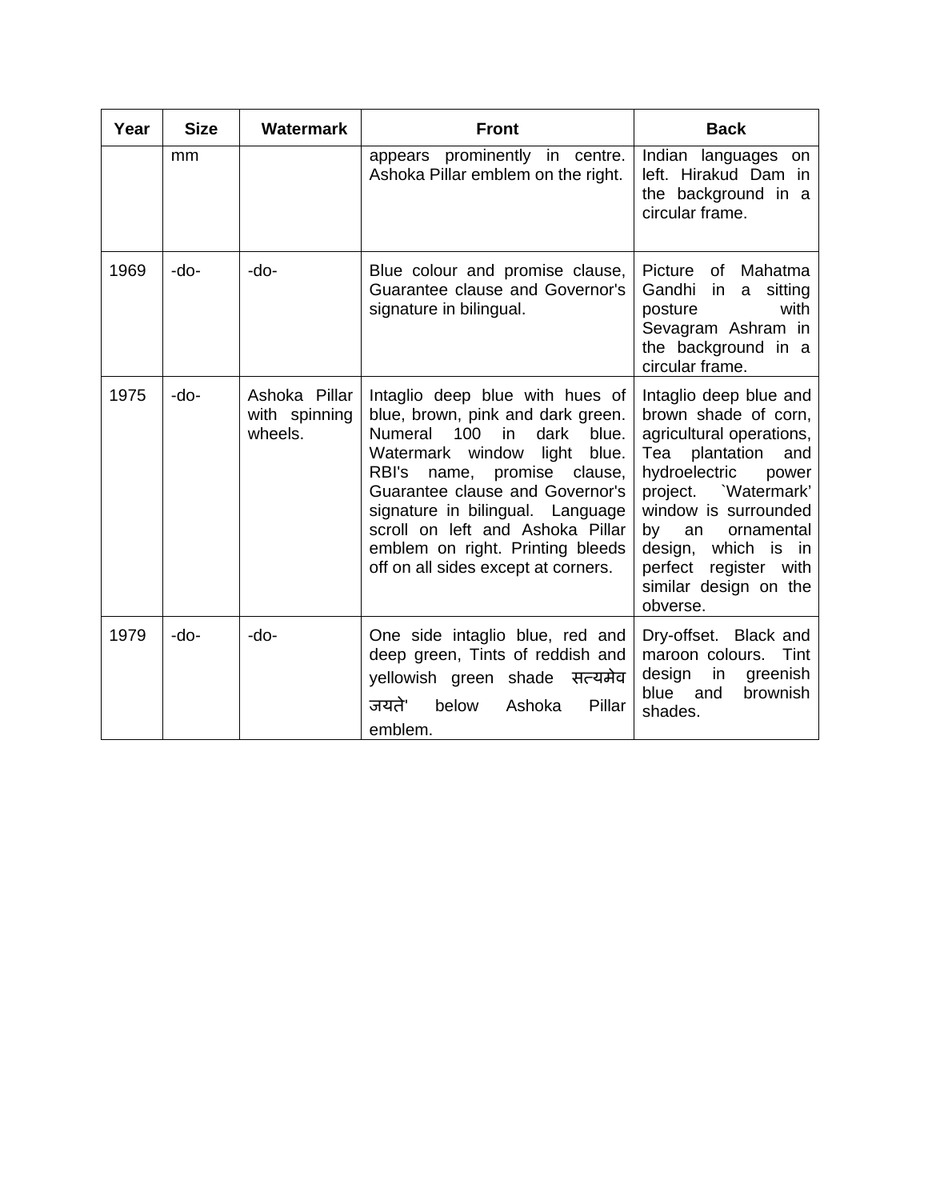| Year | Size | Watermark | Front | Back |
|---|---|---|---|---|
| | mm | | appears prominently in centre. Ashoka Pillar emblem on the right. | Indian languages on left. Hirakud Dam in the background in a circular frame. |
| 1969 | -do- | -do- | Blue colour and promise clause, Guarantee clause and Governor's signature in bilingual. | Picture of Mahatma Gandhi in a sitting posture with Sevagram Ashram in the background in a circular frame. |
| 1975 | -do- | Ashoka Pillar with spinning wheels. | Intaglio deep blue with hues of blue, brown, pink and dark green. Numeral 100 in dark blue. Watermark window light blue. RBI's name, promise clause, Guarantee clause and Governor's signature in bilingual. Language scroll on left and Ashoka Pillar emblem on right. Printing bleeds off on all sides except at corners. | Intaglio deep blue and brown shade of corn, agricultural operations, Tea plantation and hydroelectric power project. `Watermark' window is surrounded by an ornamental design, which is in perfect register with similar design on the obverse. |
| 1979 | -do- | -do- | One side intaglio blue, red and deep green, Tints of reddish and yellowish green shade सत्यमेव जयते' below Ashoka Pillar emblem. | Dry-offset. Black and maroon colours. Tint design in greenish blue and brownish shades. |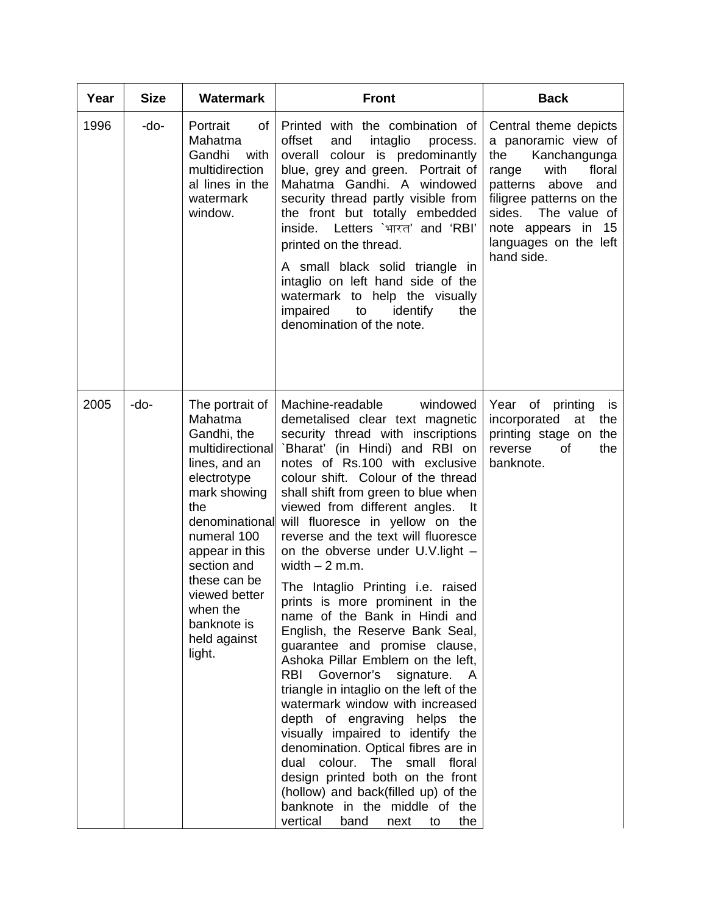| Year | Size | Watermark | Front | Back |
|---|---|---|---|---|
| 1996 | -do- | Portrait of Mahatma Gandhi with multidirectional lines in the watermark window. | Printed with the combination of offset and intaglio process. overall colour is predominantly blue, grey and green. Portrait of Mahatma Gandhi. A windowed security thread partly visible from the front but totally embedded inside. Letters `भारत' and 'RBI' printed on the thread.<br><br>A small black solid triangle in intaglio on left hand side of the watermark to help the visually impaired to identify the denomination of the note. | Central theme depicts a panoramic view of the Kanchangunga range with floral patterns above and filigree patterns on the sides. The value of note appears in 15 languages on the left hand side. |
| 2005 | -do- | The portrait of Mahatma Gandhi, the multidirectional lines, and an electrotype mark showing the denominational numeral 100 appear in this section and these can be viewed better when the banknote is held against light. | Machine-readable windowed demetalised clear text magnetic security thread with inscriptions `Bharat' (in Hindi) and RBI on notes of Rs.100 with exclusive colour shift. Colour of the thread shall shift from green to blue when viewed from different angles. It will fluoresce in yellow on the reverse and the text will fluoresce on the obverse under U.V.light – width – 2 m.m.<br><br>The Intaglio Printing i.e. raised prints is more prominent in the name of the Bank in Hindi and English, the Reserve Bank Seal, guarantee and promise clause, Ashoka Pillar Emblem on the left, RBI Governor's signature. A triangle in intaglio on the left of the watermark window with increased depth of engraving helps the visually impaired to identify the denomination. Optical fibres are in dual colour. The small floral design printed both on the front (hollow) and back(filled up) of the banknote in the middle of the vertical band next to the | Year of printing is incorporated at the printing stage on the reverse of the banknote. |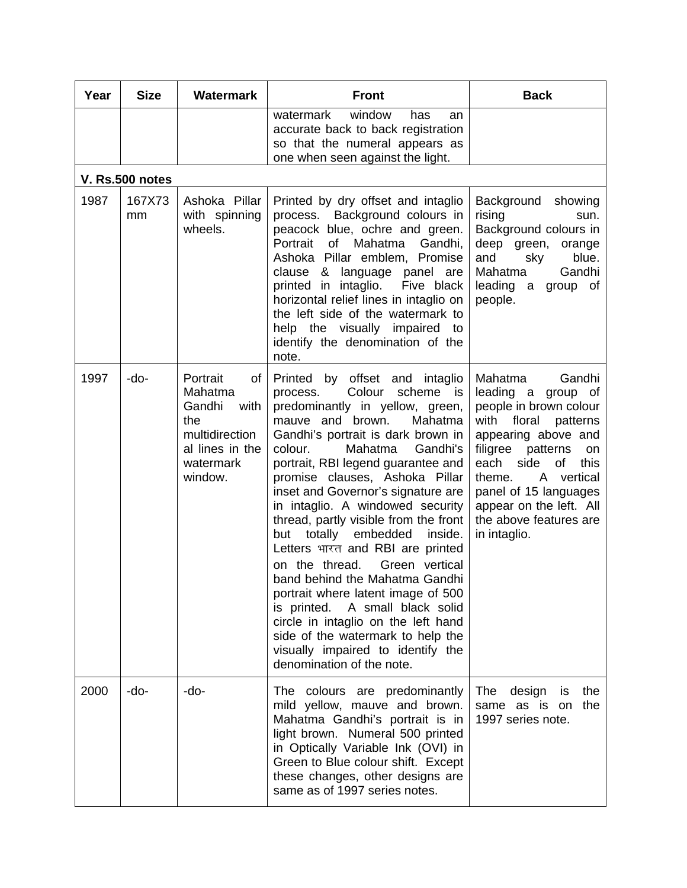| Year | Size | Watermark | Front | Back |
|---|---|---|---|---|
| | | | watermark window has an accurate back to back registration so that the numeral appears as one when seen against the light. | |
| **V. Rs.500 notes** | | | | |
| 1987 | 167X73 mm | Ashoka Pillar with spinning wheels. | Printed by dry offset and intaglio process. Background colours in peacock blue, ochre and green. Portrait of Mahatma Gandhi, Ashoka Pillar emblem, Promise clause & language panel are printed in intaglio. Five black horizontal relief lines in intaglio on the left side of the watermark to help the visually impaired to identify the denomination of the note. | Background showing rising sun. Background colours in deep green, orange and sky blue. Mahatma Gandhi leading a group of people. |
| 1997 | -do- | Portrait of Mahatma Gandhi with the multidirectional lines in the watermark window. | Printed by offset and intaglio process. Colour scheme is predominantly in yellow, green, mauve and brown. Mahatma Gandhi's portrait is dark brown in colour. Mahatma Gandhi's portrait, RBI legend guarantee and promise clauses, Ashoka Pillar inset and Governor's signature are in intaglio. A windowed security thread, partly visible from the front but totally embedded inside. Letters भारत and RBI are printed on the thread. Green vertical band behind the Mahatma Gandhi portrait where latent image of 500 is printed. A small black solid circle in intaglio on the left hand side of the watermark to help the visually impaired to identify the denomination of the note. | Mahatma Gandhi leading a group of people in brown colour with floral patterns appearing above and filigree patterns on each side of this theme. A vertical panel of 15 languages appear on the left. All the above features are in intaglio. |
| 2000 | -do- | -do- | The colours are predominantly mild yellow, mauve and brown. Mahatma Gandhi's portrait is in light brown. Numeral 500 printed in Optically Variable Ink (OVI) in Green to Blue colour shift. Except these changes, other designs are same as of 1997 series notes. | The design is the same as is on the 1997 series note. |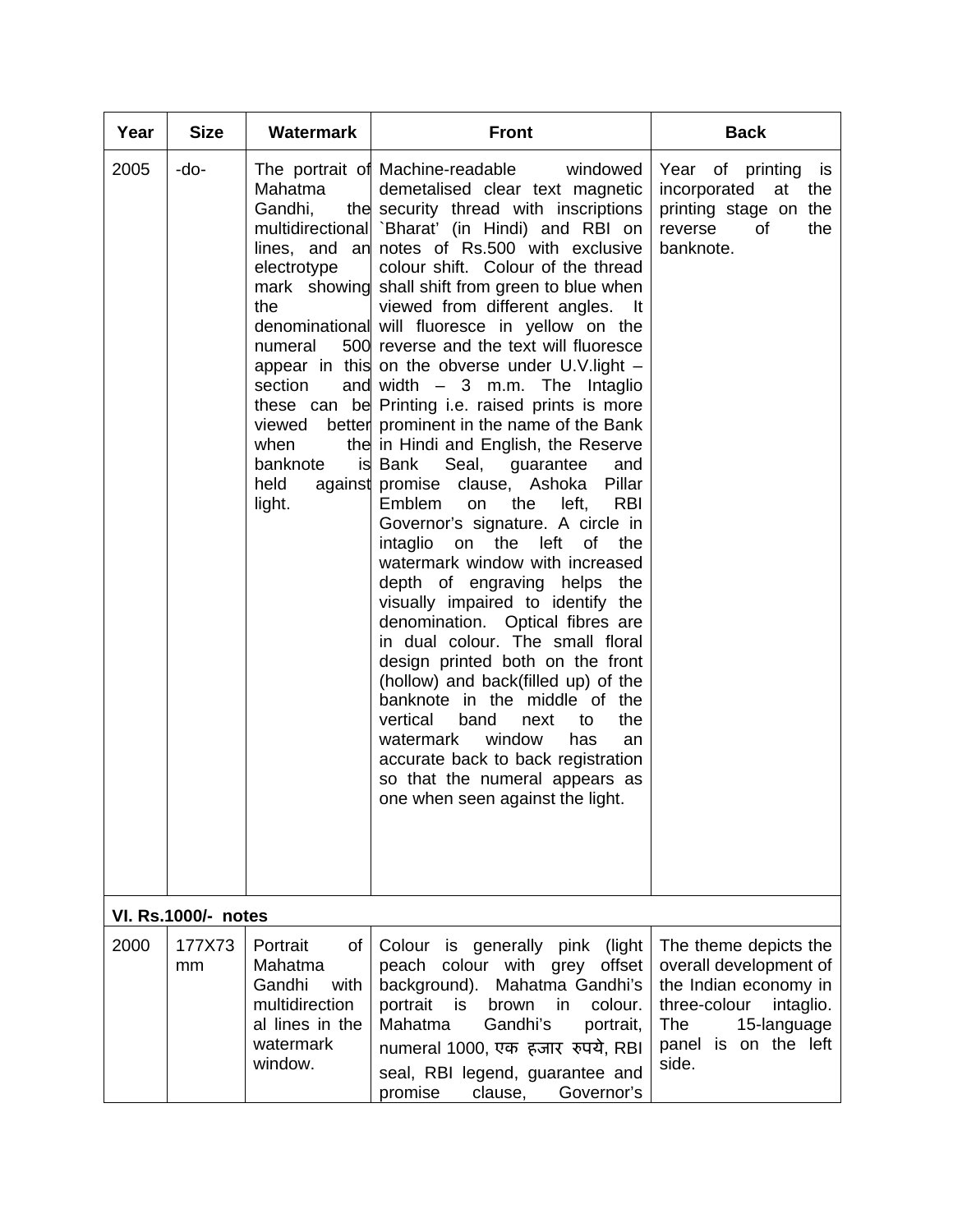| Year | Size | Watermark | Front | Back |
|---|---|---|---|---|
| 2005 | -do- | The portrait of Mahatma Gandhi, the multidirectional lines, and an electrotype mark showing the denominational numeral 500 appear in this section and these can be viewed better when the banknote is held against light. | Machine-readable windowed demetalised clear text magnetic security thread with inscriptions `Bharat' (in Hindi) and RBI on notes of Rs.500 with exclusive colour shift. Colour of the thread shall shift from green to blue when viewed from different angles. It will fluoresce in yellow on the reverse and the text will fluoresce on the obverse under U.V.light – width – 3 m.m. The Intaglio Printing i.e. raised prints is more prominent in the name of the Bank in Hindi and English, the Reserve Bank Seal, guarantee and promise clause, Ashoka Pillar Emblem on the left, RBI Governor's signature. A circle in intaglio on the left of the watermark window with increased depth of engraving helps the visually impaired to identify the denomination. Optical fibres are in dual colour. The small floral design printed both on the front (hollow) and back(filled up) of the banknote in the middle of the vertical band next to the watermark window has an accurate back to back registration so that the numeral appears as one when seen against the light. | Year of printing is incorporated at the printing stage on the reverse of the banknote. |
| **VI. Rs.1000/- notes** | | | | |
| 2000 | 177X73 mm | Portrait of Mahatma Gandhi with multidirectional lines in the watermark window. | Colour is generally pink (light peach colour with grey offset background). Mahatma Gandhi's portrait is brown in colour. Mahatma Gandhi's portrait, numeral 1000, एक हजार रुपये, RBI seal, RBI legend, guarantee and promise clause, Governor's | The theme depicts the overall development of the Indian economy in three-colour intaglio. The 15-language panel is on the left side. |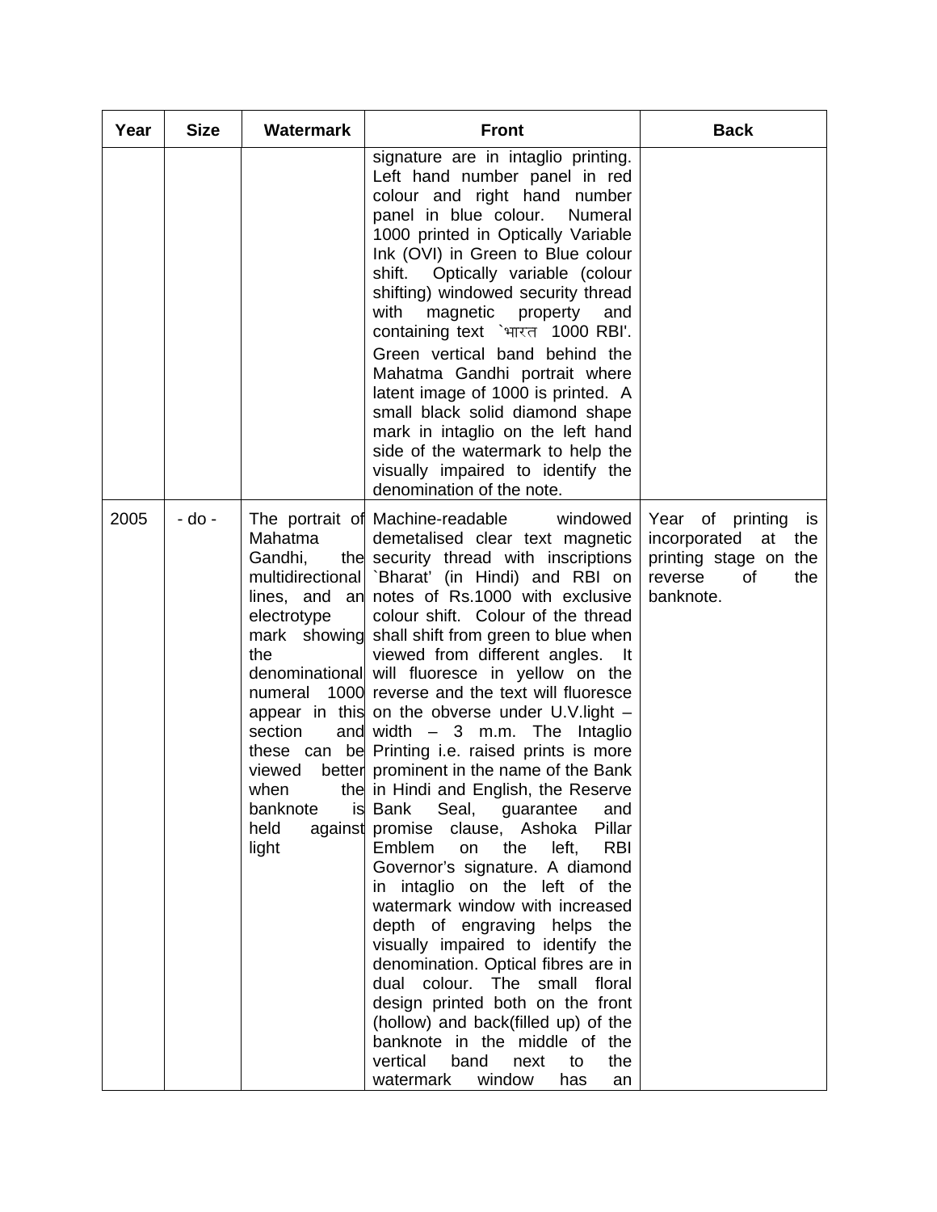| Year | Size | Watermark | Front | Back |
|---|---|---|---|---|
| | | | signature are in intaglio printing. Left hand number panel in red colour and right hand number panel in blue colour. Numeral 1000 printed in Optically Variable Ink (OVI) in Green to Blue colour shift. Optically variable (colour shifting) windowed security thread with magnetic property and containing text `भारत 1000 RBI'. Green vertical band behind the Mahatma Gandhi portrait where latent image of 1000 is printed. A small black solid diamond shape mark in intaglio on the left hand side of the watermark to help the visually impaired to identify the denomination of the note. | |
| 2005 | - do - | The portrait of Mahatma Gandhi, the multidirectional lines, and an electrotype mark showing the denominational numeral 1000 appear in this section and these can be viewed better when the banknote is held against light | Machine-readable windowed demetalised clear text magnetic security thread with inscriptions `Bharat' (in Hindi) and RBI on notes of Rs.1000 with exclusive colour shift. Colour of the thread shall shift from green to blue when viewed from different angles. It will fluoresce in yellow on the reverse and the text will fluoresce on the obverse under U.V.light – width – 3 m.m. The Intaglio Printing i.e. raised prints is more prominent in the name of the Bank in Hindi and English, the Reserve Bank Seal, guarantee and promise clause, Ashoka Pillar Emblem on the left, RBI Governor's signature. A diamond in intaglio on the left of the watermark window with increased depth of engraving helps the visually impaired to identify the denomination. Optical fibres are in dual colour. The small floral design printed both on the front (hollow) and back(filled up) of the banknote in the middle of the vertical band next to the watermark window has an | Year of printing is incorporated at the printing stage on the reverse of the banknote. |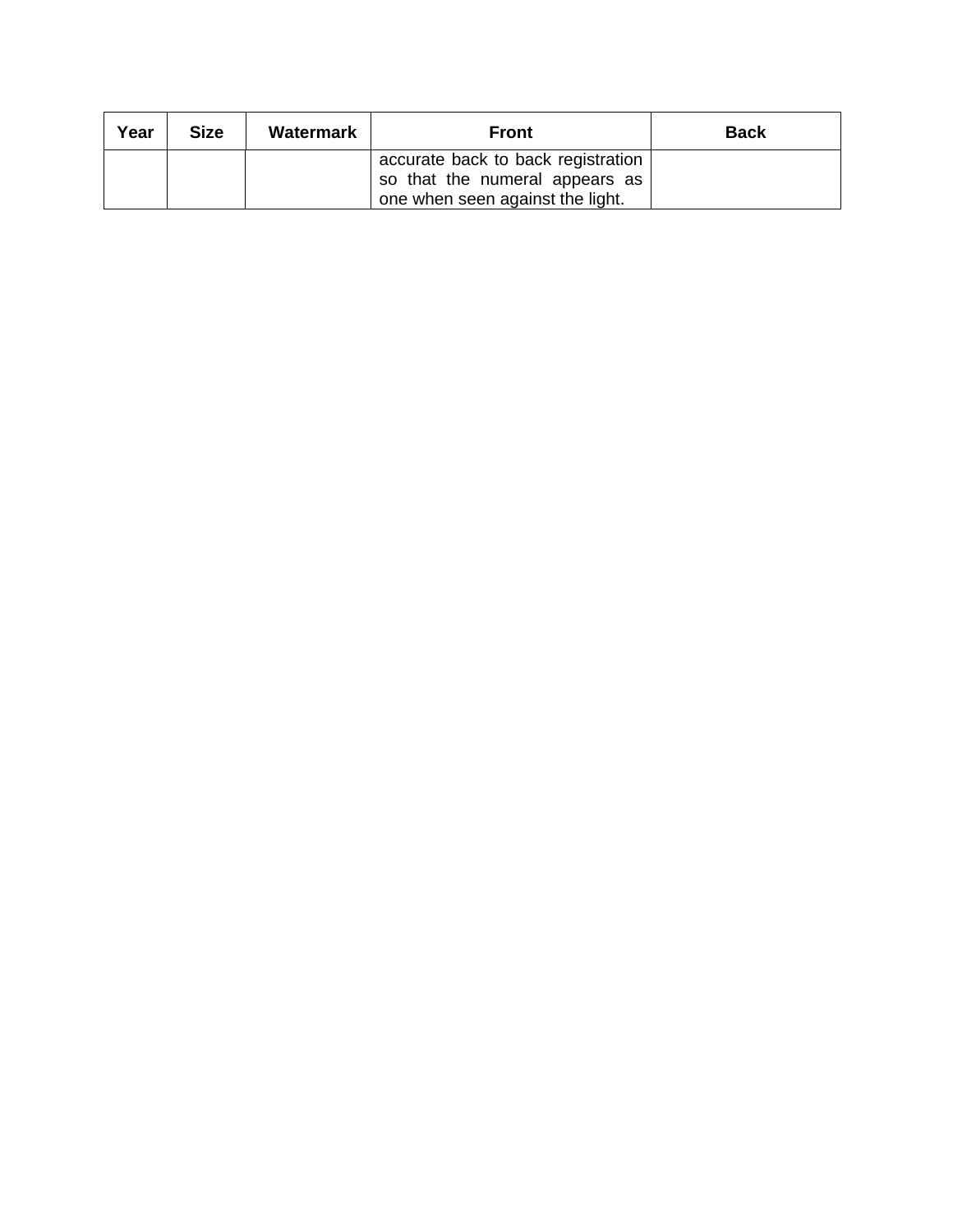| Year | Size | Watermark | Front | Back |
|---|---|---|---|---|
| | | | accurate back to back registration so that the numeral appears as one when seen against the light. | |